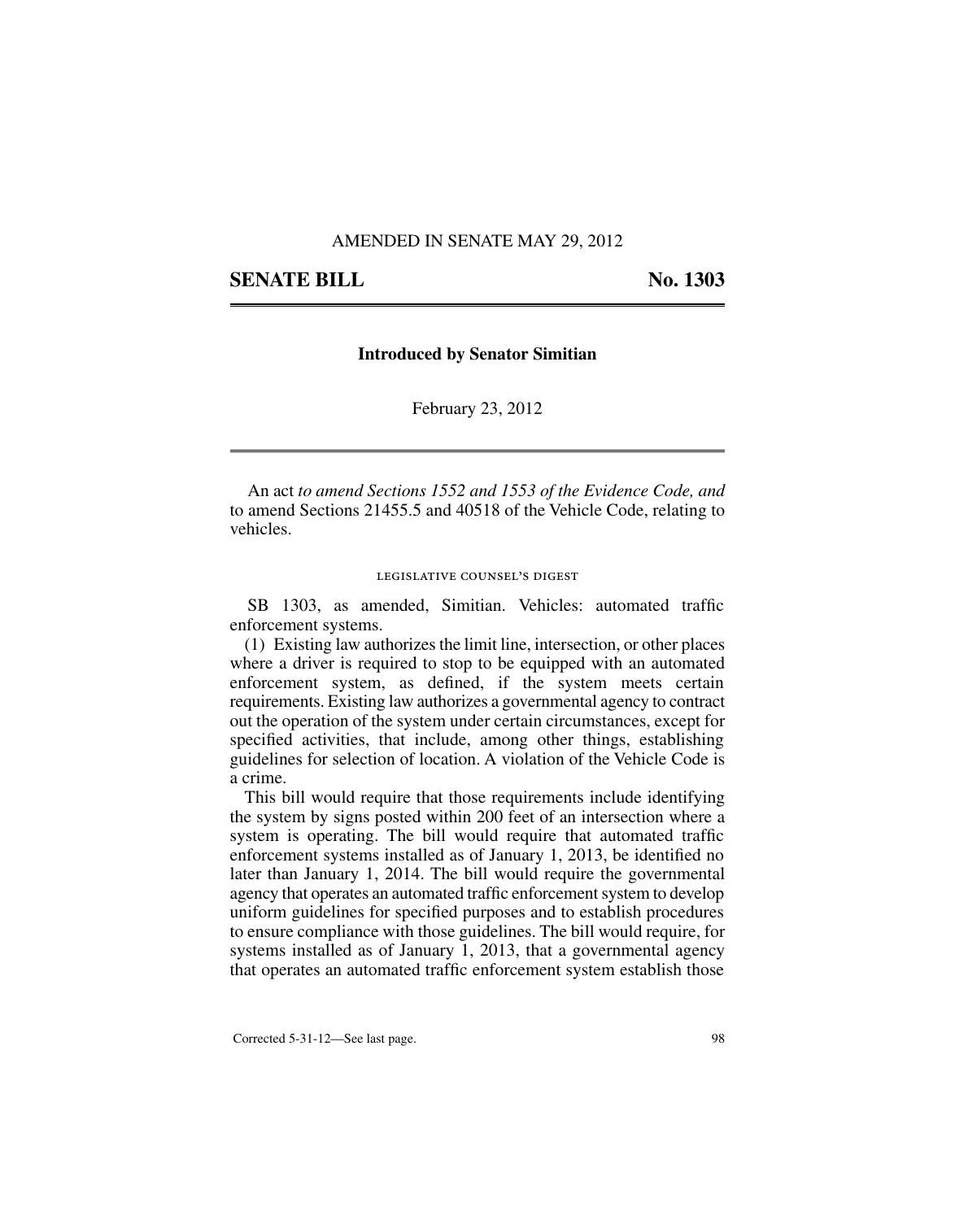AMENDED IN SENATE MAY 29, 2012

# SENATE BILL No. 1303

**Introduced by Senator Simitian**

February 23, 2012

An act *to amend Sections 1552 and 1553 of the Evidence Code, and* to amend Sections 21455.5 and 40518 of the Vehicle Code, relating to vehicles.

LEGISLATIVE COUNSEL'S DIGEST

SB 1303, as amended, Simitian. Vehicles: automated traffic enforcement systems.

(1) Existing law authorizes the limit line, intersection, or other places where a driver is required to stop to be equipped with an automated enforcement system, as defined, if the system meets certain requirements. Existing law authorizes a governmental agency to contract out the operation of the system under certain circumstances, except for specified activities, that include, among other things, establishing guidelines for selection of location. A violation of the Vehicle Code is a crime.

This bill would require that those requirements include identifying the system by signs posted within 200 feet of an intersection where a system is operating. The bill would require that automated traffic enforcement systems installed as of January 1, 2013, be identified no later than January 1, 2014. The bill would require the governmental agency that operates an automated traffic enforcement system to develop uniform guidelines for specified purposes and to establish procedures to ensure compliance with those guidelines. The bill would require, for systems installed as of January 1, 2013, that a governmental agency that operates an automated traffic enforcement system establish those

Corrected 5-31-12—See last page.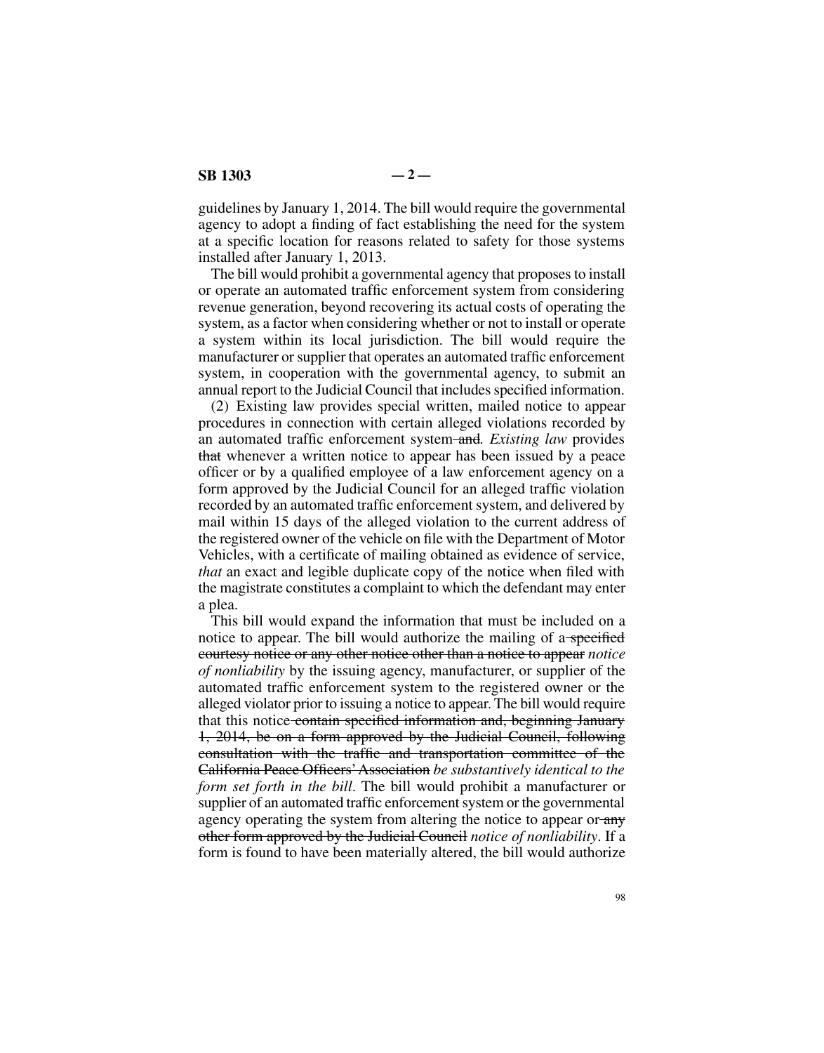guidelines by January 1, 2014. The bill would require the governmental agency to adopt a finding of fact establishing the need for the system at a specific location for reasons related to safety for those systems installed after January 1, 2013.

The bill would prohibit a governmental agency that proposes to install or operate an automated traffic enforcement system from considering revenue generation, beyond recovering its actual costs of operating the system, as a factor when considering whether or not to install or operate a system within its local jurisdiction. The bill would require the manufacturer or supplier that operates an automated traffic enforcement system, in cooperation with the governmental agency, to submit an annual report to the Judicial Council that includes specified information.

(2) Existing law provides special written, mailed notice to appear procedures in connection with certain alleged violations recorded by an automated traffic enforcement system~~ and~~. *Existing law* provides ~~that~~ whenever a written notice to appear has been issued by a peace officer or by a qualified employee of a law enforcement agency on a form approved by the Judicial Council for an alleged traffic violation recorded by an automated traffic enforcement system, and delivered by mail within 15 days of the alleged violation to the current address of the registered owner of the vehicle on file with the Department of Motor Vehicles, with a certificate of mailing obtained as evidence of service, *that* an exact and legible duplicate copy of the notice when filed with the magistrate constitutes a complaint to which the defendant may enter a plea.

This bill would expand the information that must be included on a notice to appear. The bill would authorize the mailing of a~~ specified courtesy notice or any other notice other than a notice to appear~~ *notice of nonliability* by the issuing agency, manufacturer, or supplier of the automated traffic enforcement system to the registered owner or the alleged violator prior to issuing a notice to appear. The bill would require that this notice~~ contain specified information and, beginning January 1, 2014, be on a form approved by the Judicial Council, following consultation with the traffic and transportation committee of the California Peace Officers' Association~~ *be substantively identical to the form set forth in the bill*. The bill would prohibit a manufacturer or supplier of an automated traffic enforcement system or the governmental agency operating the system from altering the notice to appear or~~ any other form approved by the Judicial Council~~ *notice of nonliability*. If a form is found to have been materially altered, the bill would authorize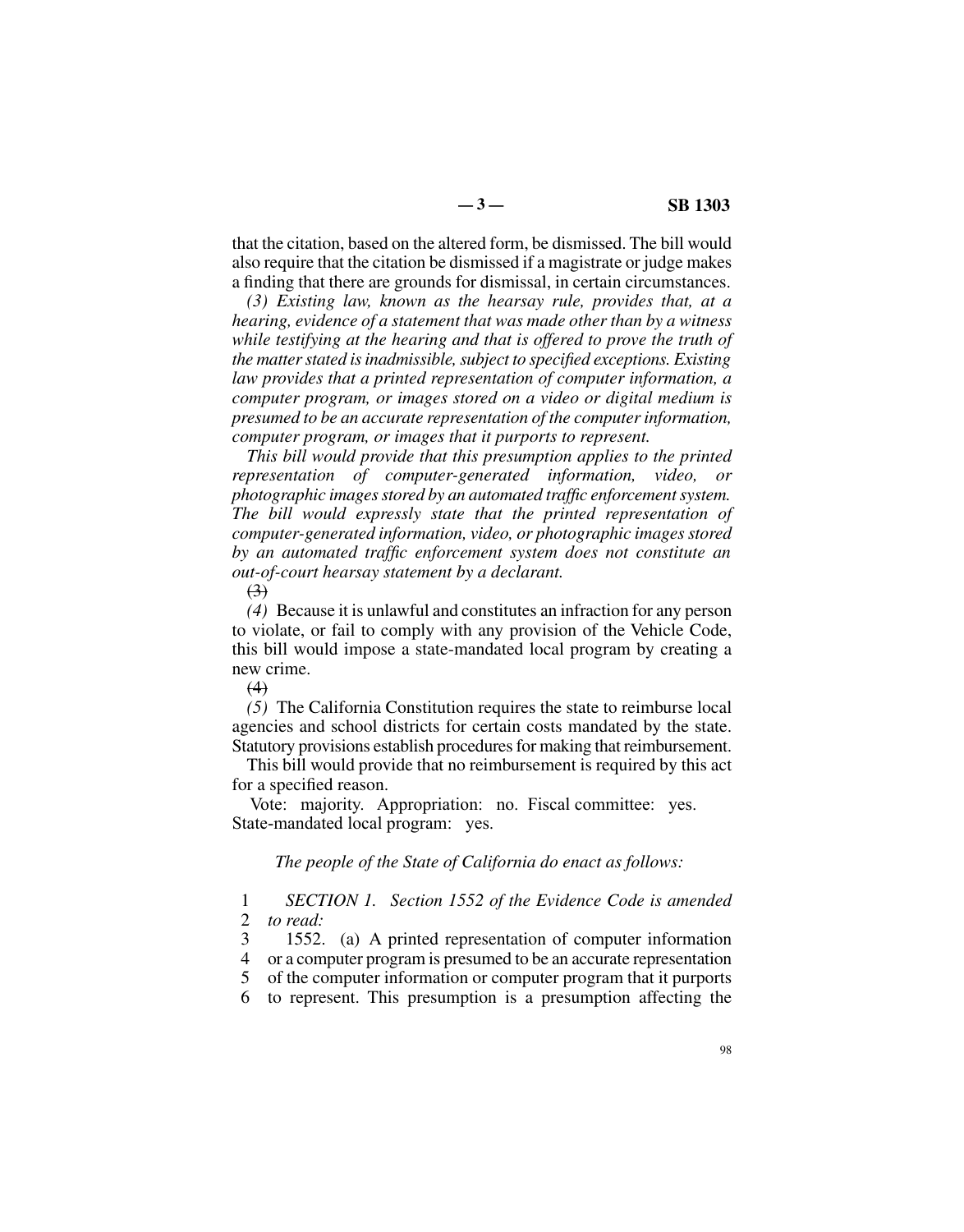that the citation, based on the altered form, be dismissed. The bill would also require that the citation be dismissed if a magistrate or judge makes a finding that there are grounds for dismissal, in certain circumstances.

*(3) Existing law, known as the hearsay rule, provides that, at a hearing, evidence of a statement that was made other than by a witness while testifying at the hearing and that is offered to prove the truth of the matter stated is inadmissible, subject to specified exceptions. Existing law provides that a printed representation of computer information, a computer program, or images stored on a video or digital medium is presumed to be an accurate representation of the computer information, computer program, or images that it purports to represent.*

*This bill would provide that this presumption applies to the printed representation of computer-generated information, video, or photographic images stored by an automated traffic enforcement system. The bill would expressly state that the printed representation of computer-generated information, video, or photographic images stored by an automated traffic enforcement system does not constitute an out-of-court hearsay statement by a declarant.*

~~(3)~~

*(4)* Because it is unlawful and constitutes an infraction for any person to violate, or fail to comply with any provision of the Vehicle Code, this bill would impose a state-mandated local program by creating a new crime.

~~(4)~~

*(5)* The California Constitution requires the state to reimburse local agencies and school districts for certain costs mandated by the state. Statutory provisions establish procedures for making that reimbursement.

This bill would provide that no reimbursement is required by this act for a specified reason.

Vote: majority. Appropriation: no. Fiscal committee: yes. State-mandated local program: yes.

*The people of the State of California do enact as follows:*

1 *SECTION 1. Section 1552 of the Evidence Code is amended*
2 *to read:*
3 1552. (a) A printed representation of computer information
4 or a computer program is presumed to be an accurate representation
5 of the computer information or computer program that it purports
6 to represent. This presumption is a presumption affecting the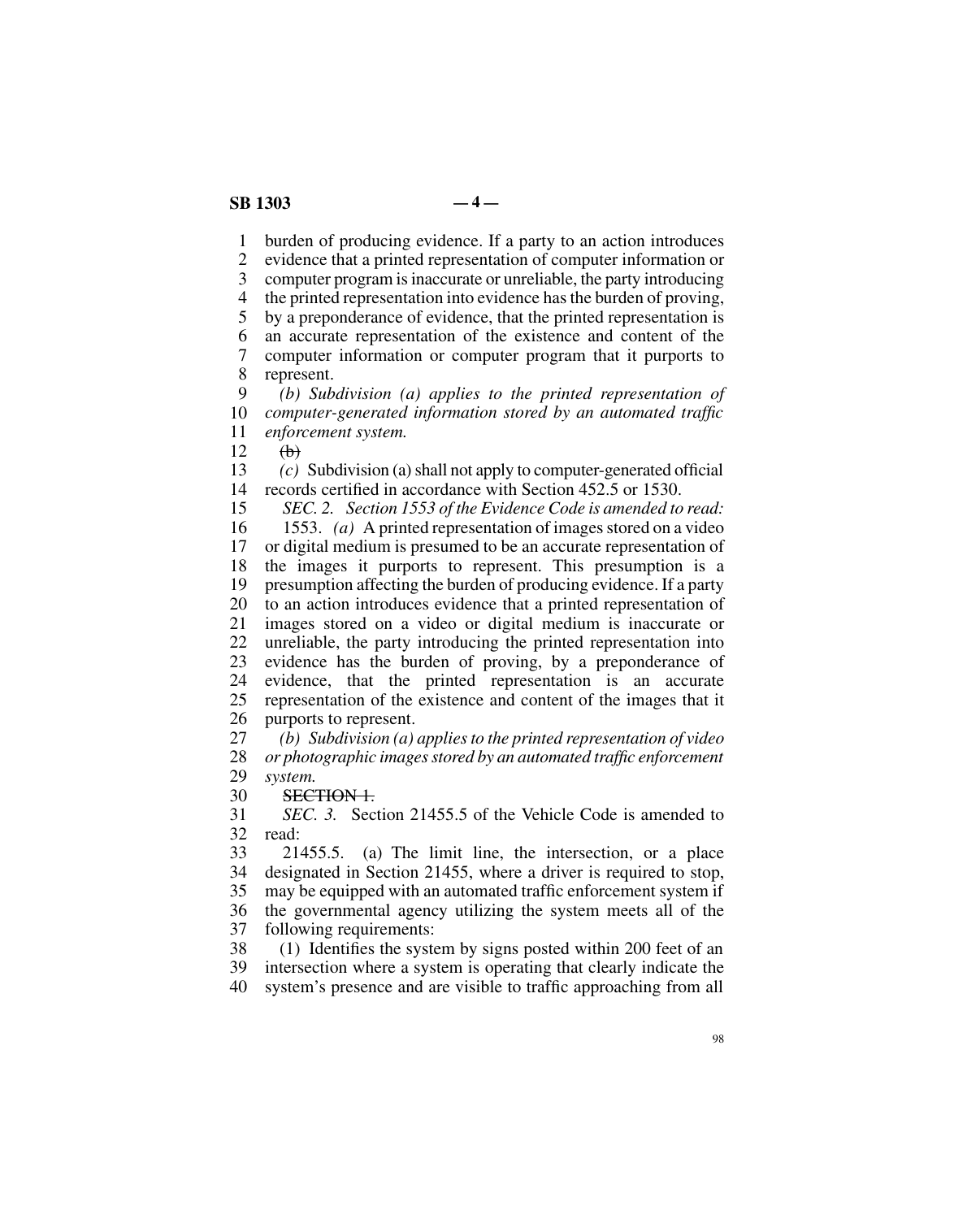burden of producing evidence. If a party to an action introduces evidence that a printed representation of computer information or computer program is inaccurate or unreliable, the party introducing the printed representation into evidence has the burden of proving, by a preponderance of evidence, that the printed representation is an accurate representation of the existence and content of the computer information or computer program that it purports to represent.

*(b) Subdivision (a) applies to the printed representation of computer-generated information stored by an automated traffic enforcement system.*

~~(b)~~

*(c)* Subdivision (a) shall not apply to computer-generated official records certified in accordance with Section 452.5 or 1530.

*SEC. 2. Section 1553 of the Evidence Code is amended to read:*

1553. *(a)* A printed representation of images stored on a video or digital medium is presumed to be an accurate representation of the images it purports to represent. This presumption is a presumption affecting the burden of producing evidence. If a party to an action introduces evidence that a printed representation of images stored on a video or digital medium is inaccurate or unreliable, the party introducing the printed representation into evidence has the burden of proving, by a preponderance of evidence, that the printed representation is an accurate representation of the existence and content of the images that it purports to represent.

*(b) Subdivision (a) applies to the printed representation of video or photographic images stored by an automated traffic enforcement system.*

~~SECTION 1.~~

*SEC. 3.* Section 21455.5 of the Vehicle Code is amended to read:

21455.5. (a) The limit line, the intersection, or a place designated in Section 21455, where a driver is required to stop, may be equipped with an automated traffic enforcement system if the governmental agency utilizing the system meets all of the following requirements:

(1) Identifies the system by signs posted within 200 feet of an intersection where a system is operating that clearly indicate the system's presence and are visible to traffic approaching from all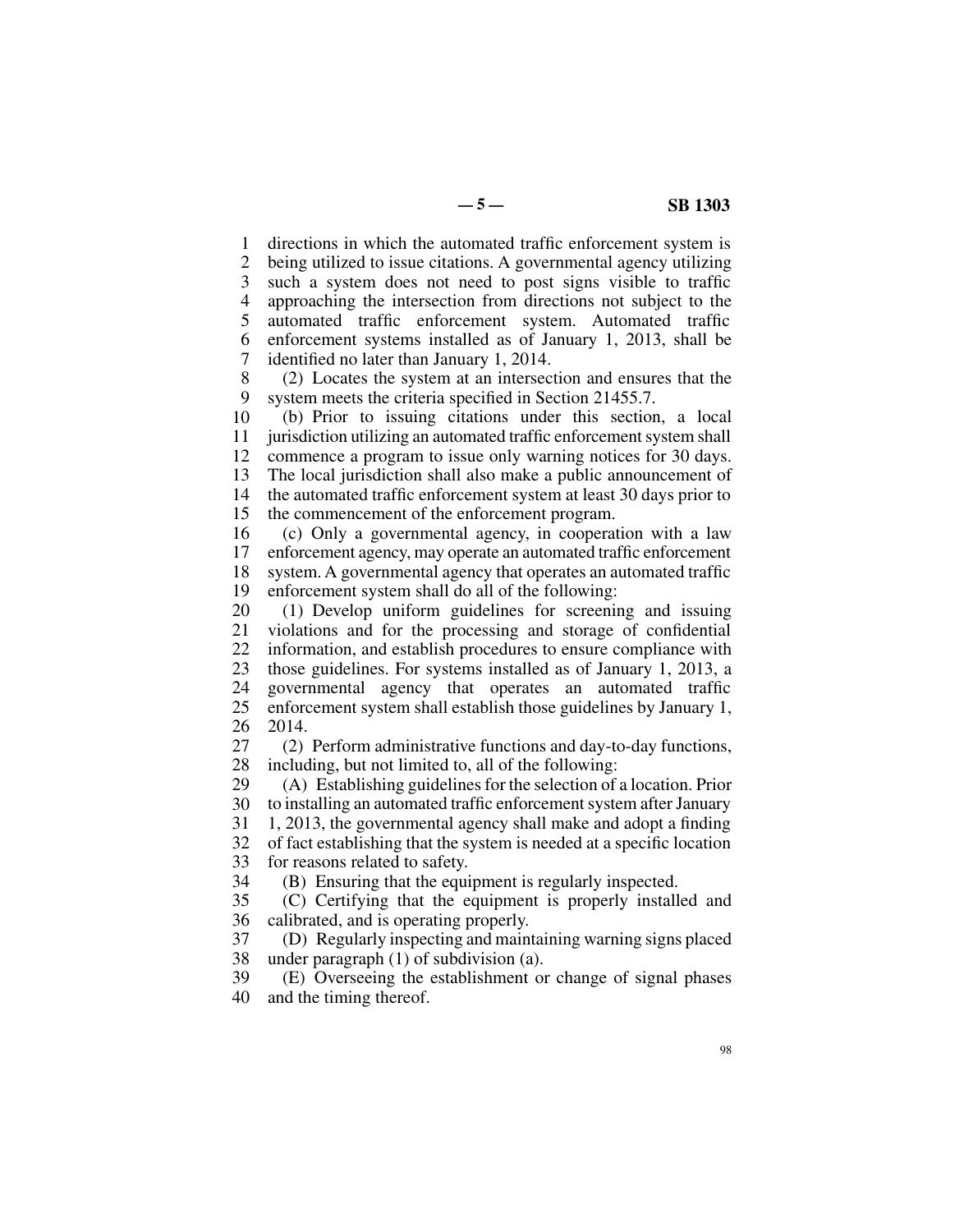directions in which the automated traffic enforcement system is being utilized to issue citations. A governmental agency utilizing such a system does not need to post signs visible to traffic approaching the intersection from directions not subject to the automated traffic enforcement system. Automated traffic enforcement systems installed as of January 1, 2013, shall be identified no later than January 1, 2014.

(2) Locates the system at an intersection and ensures that the system meets the criteria specified in Section 21455.7.

(b) Prior to issuing citations under this section, a local jurisdiction utilizing an automated traffic enforcement system shall commence a program to issue only warning notices for 30 days. The local jurisdiction shall also make a public announcement of the automated traffic enforcement system at least 30 days prior to the commencement of the enforcement program.

(c) Only a governmental agency, in cooperation with a law enforcement agency, may operate an automated traffic enforcement system. A governmental agency that operates an automated traffic enforcement system shall do all of the following:

(1) Develop uniform guidelines for screening and issuing violations and for the processing and storage of confidential information, and establish procedures to ensure compliance with those guidelines. For systems installed as of January 1, 2013, a governmental agency that operates an automated traffic enforcement system shall establish those guidelines by January 1, 2014.

(2) Perform administrative functions and day-to-day functions, including, but not limited to, all of the following:

(A) Establishing guidelines for the selection of a location. Prior to installing an automated traffic enforcement system after January 1, 2013, the governmental agency shall make and adopt a finding of fact establishing that the system is needed at a specific location for reasons related to safety.

(B) Ensuring that the equipment is regularly inspected.

(C) Certifying that the equipment is properly installed and calibrated, and is operating properly.

(D) Regularly inspecting and maintaining warning signs placed under paragraph (1) of subdivision (a).

(E) Overseeing the establishment or change of signal phases and the timing thereof.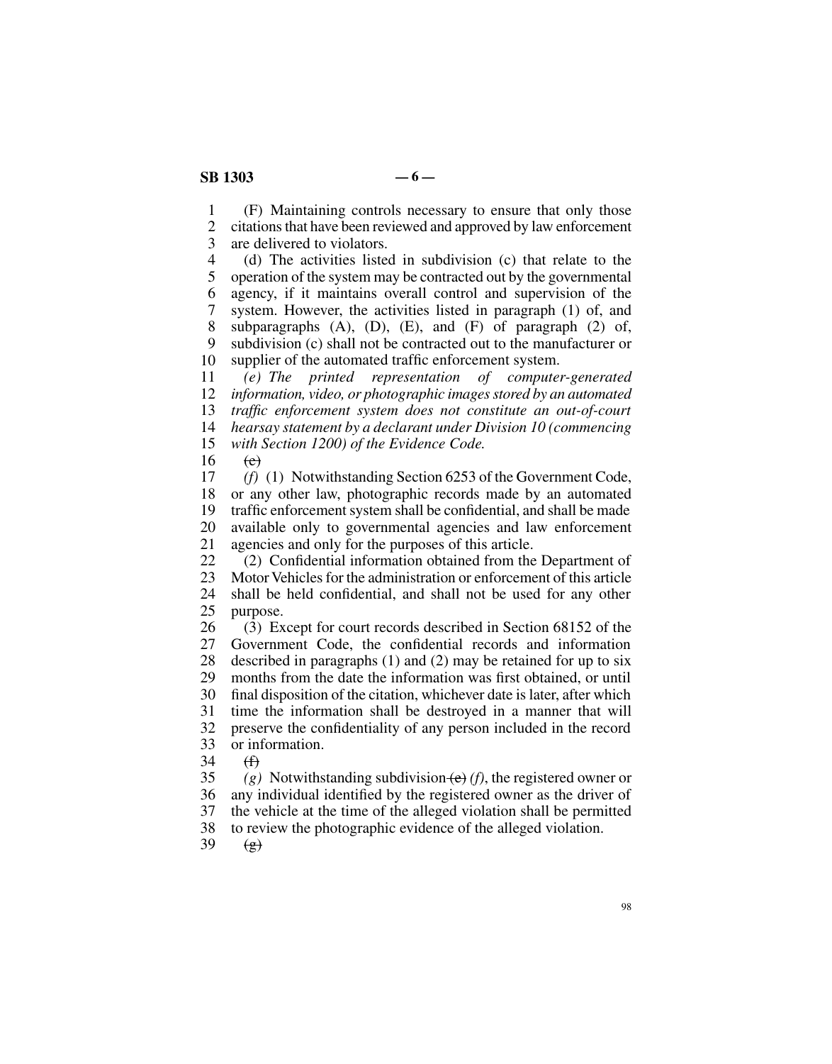(F) Maintaining controls necessary to ensure that only those citations that have been reviewed and approved by law enforcement are delivered to violators.

(d) The activities listed in subdivision (c) that relate to the operation of the system may be contracted out by the governmental agency, if it maintains overall control and supervision of the system. However, the activities listed in paragraph (1) of, and subparagraphs (A), (D), (E), and (F) of paragraph (2) of, subdivision (c) shall not be contracted out to the manufacturer or supplier of the automated traffic enforcement system.

*(e) The printed representation of computer-generated information, video, or photographic images stored by an automated traffic enforcement system does not constitute an out-of-court hearsay statement by a declarant under Division 10 (commencing with Section 1200) of the Evidence Code.*

~~(e)~~

*(f)* (1) Notwithstanding Section 6253 of the Government Code, or any other law, photographic records made by an automated traffic enforcement system shall be confidential, and shall be made available only to governmental agencies and law enforcement agencies and only for the purposes of this article.

(2) Confidential information obtained from the Department of Motor Vehicles for the administration or enforcement of this article shall be held confidential, and shall not be used for any other purpose.

(3) Except for court records described in Section 68152 of the Government Code, the confidential records and information described in paragraphs (1) and (2) may be retained for up to six months from the date the information was first obtained, or until final disposition of the citation, whichever date is later, after which time the information shall be destroyed in a manner that will preserve the confidentiality of any person included in the record or information.

~~(f)~~

*(g)* Notwithstanding subdivision ~~(e)~~ *(f)*, the registered owner or any individual identified by the registered owner as the driver of the vehicle at the time of the alleged violation shall be permitted to review the photographic evidence of the alleged violation.

~~(g)~~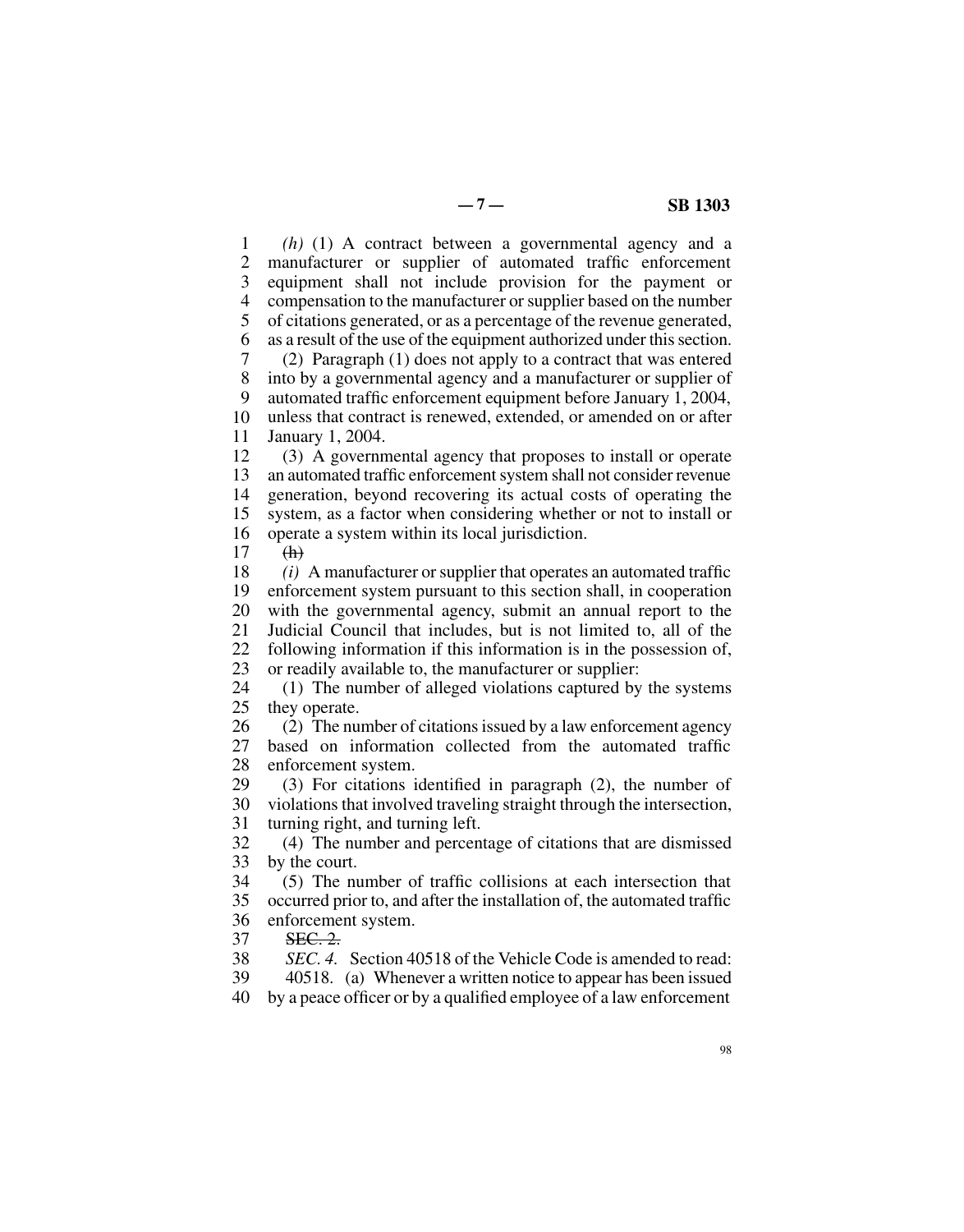*(h)* (1) A contract between a governmental agency and a manufacturer or supplier of automated traffic enforcement equipment shall not include provision for the payment or compensation to the manufacturer or supplier based on the number of citations generated, or as a percentage of the revenue generated, as a result of the use of the equipment authorized under this section.

(2) Paragraph (1) does not apply to a contract that was entered into by a governmental agency and a manufacturer or supplier of automated traffic enforcement equipment before January 1, 2004, unless that contract is renewed, extended, or amended on or after January 1, 2004.

(3) A governmental agency that proposes to install or operate an automated traffic enforcement system shall not consider revenue generation, beyond recovering its actual costs of operating the system, as a factor when considering whether or not to install or operate a system within its local jurisdiction.

~~(h)~~

*(i)* A manufacturer or supplier that operates an automated traffic enforcement system pursuant to this section shall, in cooperation with the governmental agency, submit an annual report to the Judicial Council that includes, but is not limited to, all of the following information if this information is in the possession of, or readily available to, the manufacturer or supplier:

(1) The number of alleged violations captured by the systems they operate.

(2) The number of citations issued by a law enforcement agency based on information collected from the automated traffic enforcement system.

(3) For citations identified in paragraph (2), the number of violations that involved traveling straight through the intersection, turning right, and turning left.

(4) The number and percentage of citations that are dismissed by the court.

(5) The number of traffic collisions at each intersection that occurred prior to, and after the installation of, the automated traffic enforcement system.

~~SEC. 2.~~

*SEC. 4.* Section 40518 of the Vehicle Code is amended to read:

40518. (a) Whenever a written notice to appear has been issued by a peace officer or by a qualified employee of a law enforcement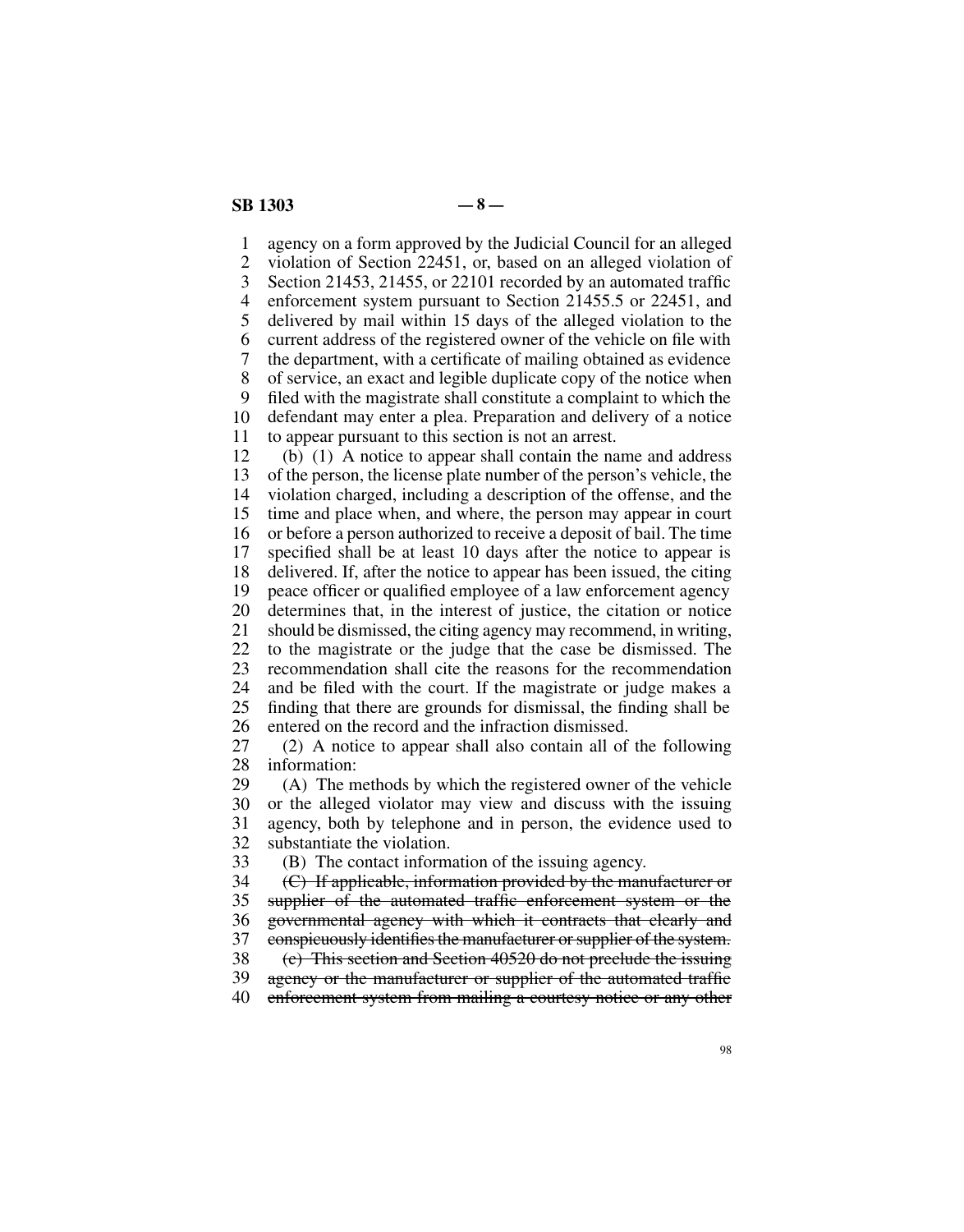agency on a form approved by the Judicial Council for an alleged violation of Section 22451, or, based on an alleged violation of Section 21453, 21455, or 22101 recorded by an automated traffic enforcement system pursuant to Section 21455.5 or 22451, and delivered by mail within 15 days of the alleged violation to the current address of the registered owner of the vehicle on file with the department, with a certificate of mailing obtained as evidence of service, an exact and legible duplicate copy of the notice when filed with the magistrate shall constitute a complaint to which the defendant may enter a plea. Preparation and delivery of a notice to appear pursuant to this section is not an arrest.

(b) (1) A notice to appear shall contain the name and address of the person, the license plate number of the person's vehicle, the violation charged, including a description of the offense, and the time and place when, and where, the person may appear in court or before a person authorized to receive a deposit of bail. The time specified shall be at least 10 days after the notice to appear is delivered. If, after the notice to appear has been issued, the citing peace officer or qualified employee of a law enforcement agency determines that, in the interest of justice, the citation or notice should be dismissed, the citing agency may recommend, in writing, to the magistrate or the judge that the case be dismissed. The recommendation shall cite the reasons for the recommendation and be filed with the court. If the magistrate or judge makes a finding that there are grounds for dismissal, the finding shall be entered on the record and the infraction dismissed.

(2) A notice to appear shall also contain all of the following information:

(A) The methods by which the registered owner of the vehicle or the alleged violator may view and discuss with the issuing agency, both by telephone and in person, the evidence used to substantiate the violation.

(B) The contact information of the issuing agency.

~~(C) If applicable, information provided by the manufacturer or supplier of the automated traffic enforcement system or the governmental agency with which it contracts that clearly and conspicuously identifies the manufacturer or supplier of the system.~~

~~(c) This section and Section 40520 do not preclude the issuing agency or the manufacturer or supplier of the automated traffic enforcement system from mailing a courtesy notice or any other~~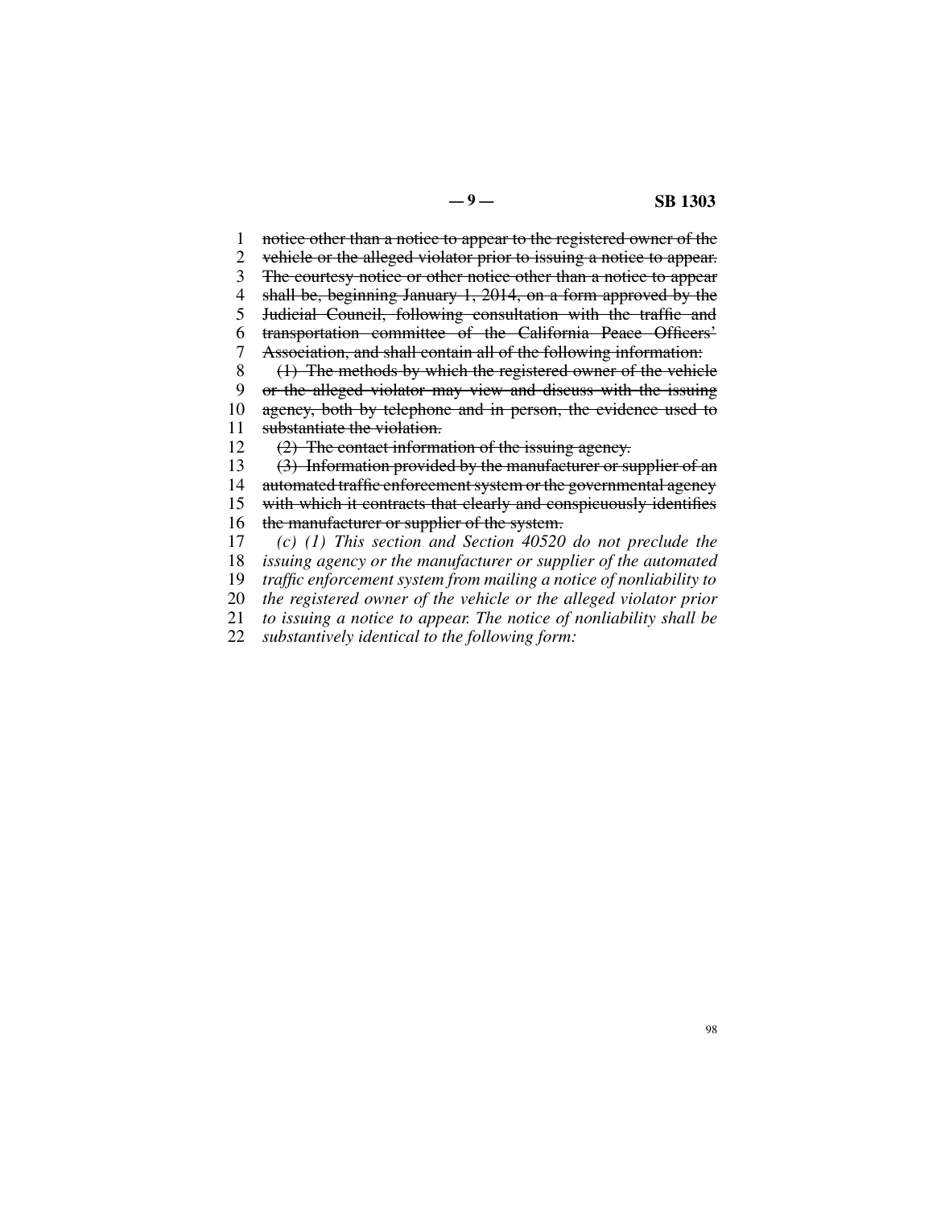~~notice other than a notice to appear to the registered owner of the vehicle or the alleged violator prior to issuing a notice to appear. The courtesy notice or other notice other than a notice to appear shall be, beginning January 1, 2014, on a form approved by the Judicial Council, following consultation with the traffic and transportation committee of the California Peace Officers' Association, and shall contain all of the following information:~~

~~(1) The methods by which the registered owner of the vehicle or the alleged violator may view and discuss with the issuing agency, both by telephone and in person, the evidence used to substantiate the violation.~~

~~(2) The contact information of the issuing agency.~~

~~(3) Information provided by the manufacturer or supplier of an automated traffic enforcement system or the governmental agency with which it contracts that clearly and conspicuously identifies the manufacturer or supplier of the system.~~

*(c) (1) This section and Section 40520 do not preclude the issuing agency or the manufacturer or supplier of the automated traffic enforcement system from mailing a notice of nonliability to the registered owner of the vehicle or the alleged violator prior to issuing a notice to appear. The notice of nonliability shall be substantively identical to the following form:*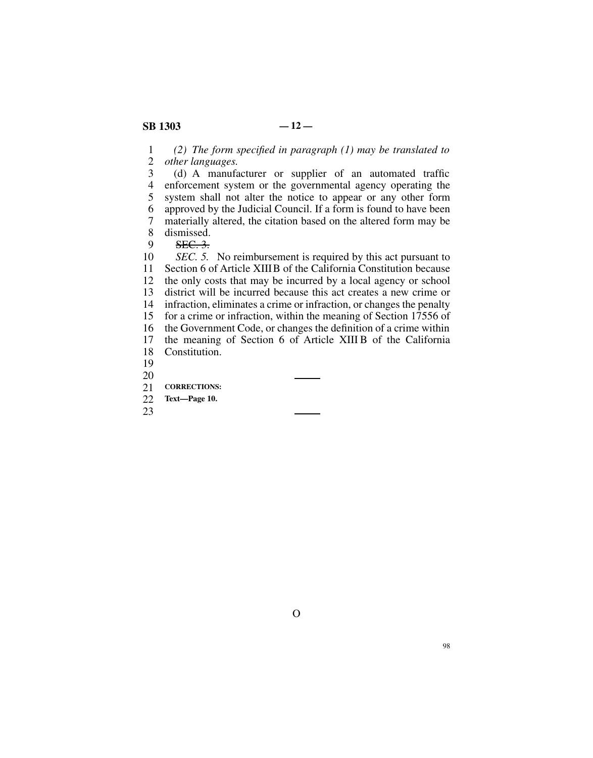*(2) The form specified in paragraph (1) may be translated to other languages.*

(d) A manufacturer or supplier of an automated traffic enforcement system or the governmental agency operating the system shall not alter the notice to appear or any other form approved by the Judicial Council. If a form is found to have been materially altered, the citation based on the altered form may be dismissed.

~~SEC. 3.~~

*SEC. 5.* No reimbursement is required by this act pursuant to Section 6 of Article XIII B of the California Constitution because the only costs that may be incurred by a local agency or school district will be incurred because this act creates a new crime or infraction, eliminates a crime or infraction, or changes the penalty for a crime or infraction, within the meaning of Section 17556 of the Government Code, or changes the definition of a crime within the meaning of Section 6 of Article XIII B of the California Constitution.

**CORRECTIONS:**

**Text—Page 10.**